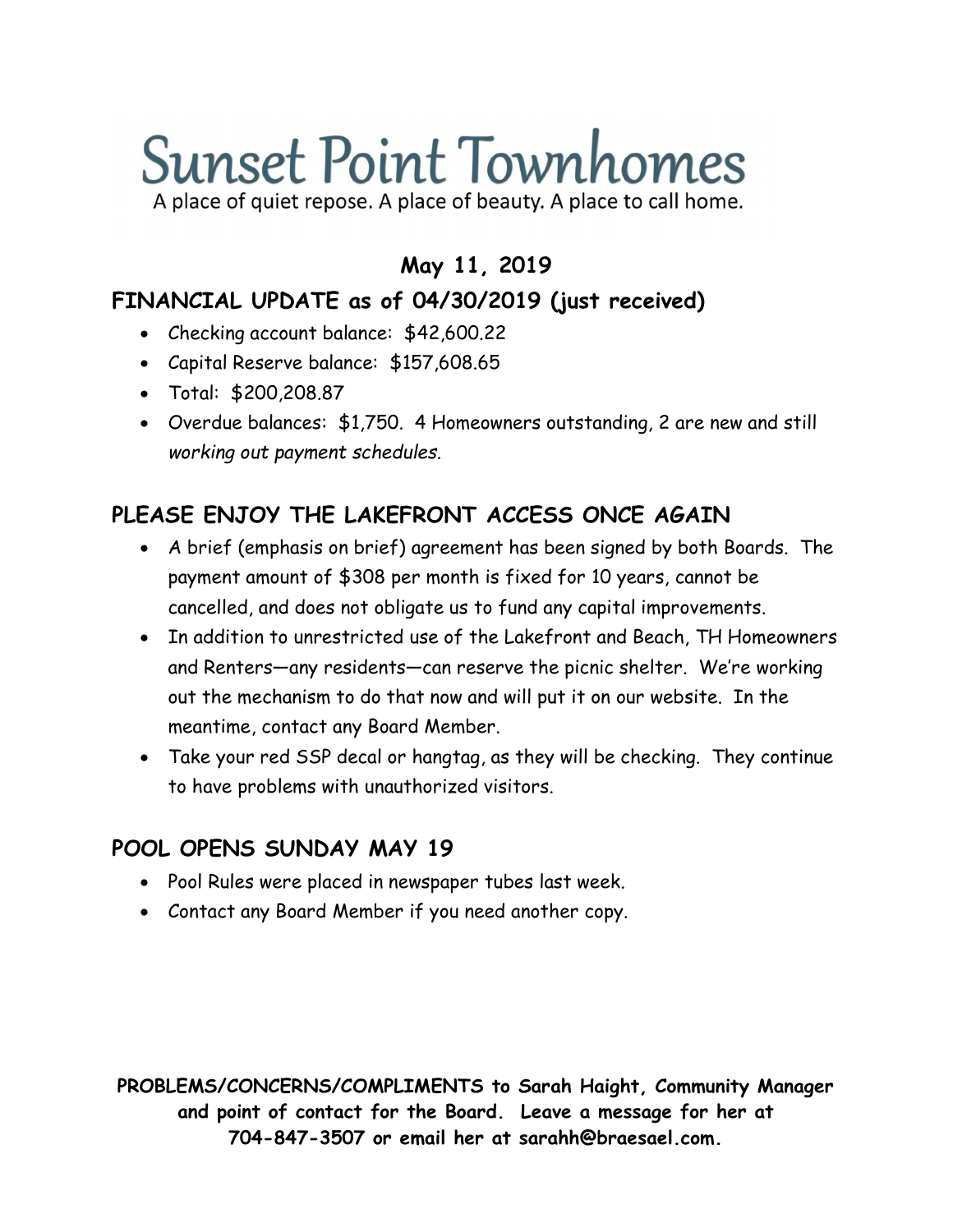# Sunset Point Townhomes

A place of quiet repose. A place of beauty. A place to call home.

**May 11, 2019**

## FINANCIAL UPDATE as of 04/30/2019 (just received)

- Checking account balance: $42,600.22
- Capital Reserve balance: $157,608.65
- Total: $200,208.87
- Overdue balances: $1,750. 4 Homeowners outstanding, 2 are new and still *working out payment schedules.*

## PLEASE ENJOY THE LAKEFRONT ACCESS ONCE AGAIN

- A brief (emphasis on brief) agreement has been signed by both Boards. The payment amount of $308 per month is fixed for 10 years, cannot be cancelled, and does not obligate us to fund any capital improvements.
- In addition to unrestricted use of the Lakefront and Beach, TH Homeowners and Renters—any residents—can reserve the picnic shelter. We're working out the mechanism to do that now and will put it on our website. In the meantime, contact any Board Member.
- Take your red SSP decal or hangtag, as they will be checking. They continue to have problems with unauthorized visitors.

## POOL OPENS SUNDAY MAY 19

- Pool Rules were placed in newspaper tubes last week.
- Contact any Board Member if you need another copy.

**PROBLEMS/CONCERNS/COMPLIMENTS to Sarah Haight, Community Manager and point of contact for the Board. Leave a message for her at 704-847-3507 or email her at sarahh@braesael.com.**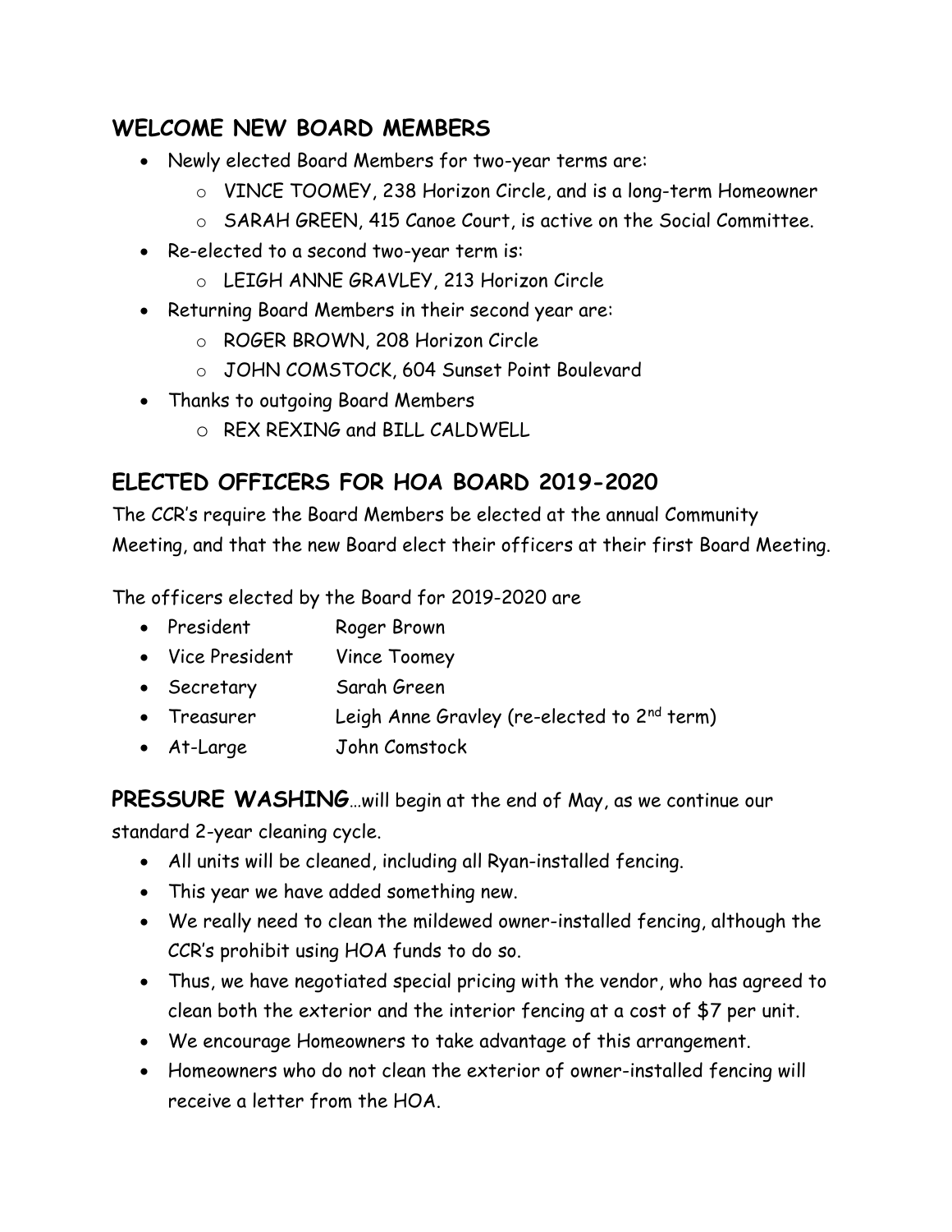## WELCOME NEW BOARD MEMBERS

- Newly elected Board Members for two-year terms are:
  - VINCE TOOMEY, 238 Horizon Circle, and is a long-term Homeowner
  - SARAH GREEN, 415 Canoe Court, is active on the Social Committee.
- Re-elected to a second two-year term is:
  - LEIGH ANNE GRAVLEY, 213 Horizon Circle
- Returning Board Members in their second year are:
  - ROGER BROWN, 208 Horizon Circle
  - JOHN COMSTOCK, 604 Sunset Point Boulevard
- Thanks to outgoing Board Members
  - REX REXING and BILL CALDWELL

## ELECTED OFFICERS FOR HOA BOARD 2019-2020

The CCR's require the Board Members be elected at the annual Community Meeting, and that the new Board elect their officers at their first Board Meeting.

The officers elected by the Board for 2019-2020 are

- President Roger Brown
- Vice President Vince Toomey
- Secretary Sarah Green
- Treasurer Leigh Anne Gravley (re-elected to 2nd term)
- At-Large John Comstock

**PRESSURE WASHING**…will begin at the end of May, as we continue our standard 2-year cleaning cycle.

- All units will be cleaned, including all Ryan-installed fencing.
- This year we have added something new.
- We really need to clean the mildewed owner-installed fencing, although the CCR's prohibit using HOA funds to do so.
- Thus, we have negotiated special pricing with the vendor, who has agreed to clean both the exterior and the interior fencing at a cost of $7 per unit.
- We encourage Homeowners to take advantage of this arrangement.
- Homeowners who do not clean the exterior of owner-installed fencing will receive a letter from the HOA.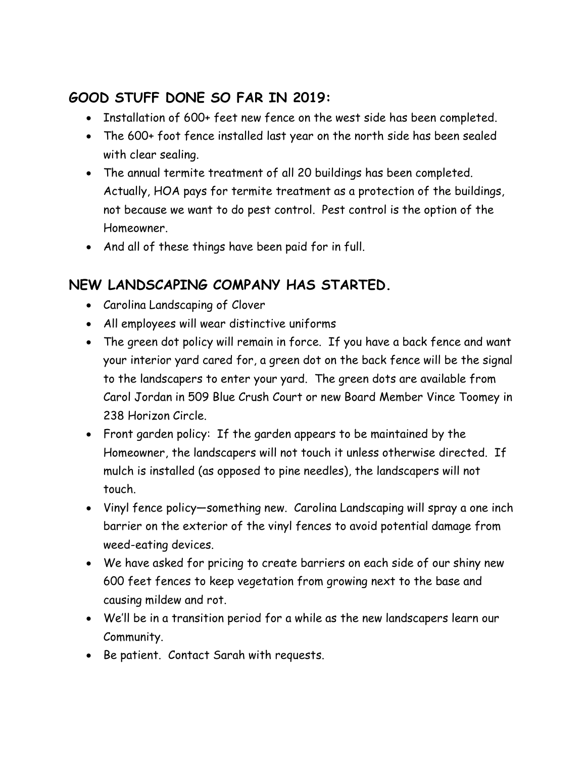## GOOD STUFF DONE SO FAR IN 2019:

- Installation of 600+ feet new fence on the west side has been completed.
- The 600+ foot fence installed last year on the north side has been sealed with clear sealing.
- The annual termite treatment of all 20 buildings has been completed. Actually, HOA pays for termite treatment as a protection of the buildings, not because we want to do pest control. Pest control is the option of the Homeowner.
- And all of these things have been paid for in full.

## NEW LANDSCAPING COMPANY HAS STARTED.

- Carolina Landscaping of Clover
- All employees will wear distinctive uniforms
- The green dot policy will remain in force. If you have a back fence and want your interior yard cared for, a green dot on the back fence will be the signal to the landscapers to enter your yard. The green dots are available from Carol Jordan in 509 Blue Crush Court or new Board Member Vince Toomey in 238 Horizon Circle.
- Front garden policy: If the garden appears to be maintained by the Homeowner, the landscapers will not touch it unless otherwise directed. If mulch is installed (as opposed to pine needles), the landscapers will not touch.
- Vinyl fence policy—something new. Carolina Landscaping will spray a one inch barrier on the exterior of the vinyl fences to avoid potential damage from weed-eating devices.
- We have asked for pricing to create barriers on each side of our shiny new 600 feet fences to keep vegetation from growing next to the base and causing mildew and rot.
- We'll be in a transition period for a while as the new landscapers learn our Community.
- Be patient. Contact Sarah with requests.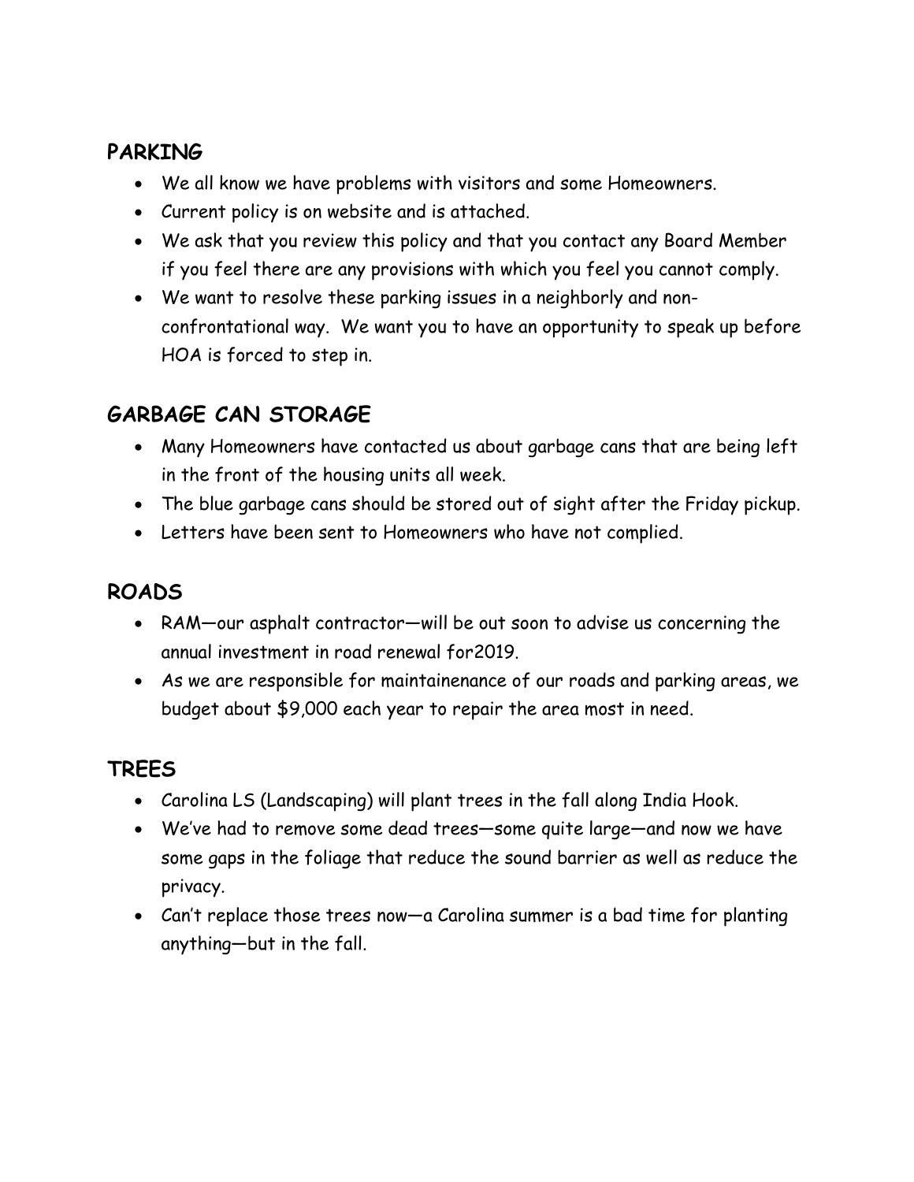## PARKING

- We all know we have problems with visitors and some Homeowners.
- Current policy is on website and is attached.
- We ask that you review this policy and that you contact any Board Member if you feel there are any provisions with which you feel you cannot comply.
- We want to resolve these parking issues in a neighborly and non-confrontational way. We want you to have an opportunity to speak up before HOA is forced to step in.

## GARBAGE CAN STORAGE

- Many Homeowners have contacted us about garbage cans that are being left in the front of the housing units all week.
- The blue garbage cans should be stored out of sight after the Friday pickup.
- Letters have been sent to Homeowners who have not complied.

## ROADS

- RAM—our asphalt contractor—will be out soon to advise us concerning the annual investment in road renewal for2019.
- As we are responsible for maintainenance of our roads and parking areas, we budget about $9,000 each year to repair the area most in need.

## TREES

- Carolina LS (Landscaping) will plant trees in the fall along India Hook.
- We've had to remove some dead trees—some quite large—and now we have some gaps in the foliage that reduce the sound barrier as well as reduce the privacy.
- Can't replace those trees now—a Carolina summer is a bad time for planting anything—but in the fall.